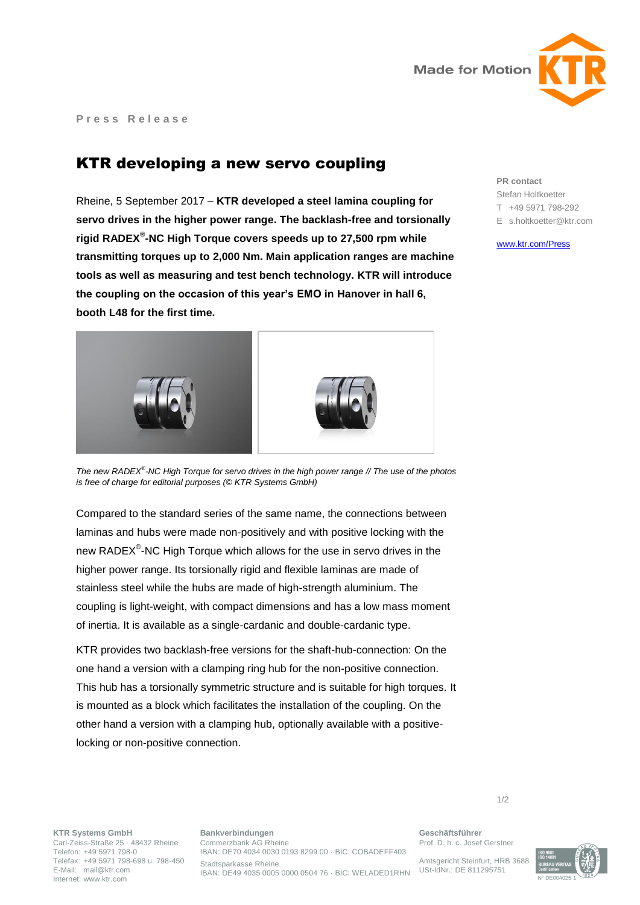Press Release

# KTR developing a new servo coupling

PR contact
Stefan Holtkoetter
T +49 5971 798-292
E s.holtkoetter@ktr.com

www.ktr.com/Press

Rheine, 5 September 2017 – **KTR developed a steel lamina coupling for servo drives in the higher power range. The backlash-free and torsionally rigid RADEX®-NC High Torque covers speeds up to 27,500 rpm while transmitting torques up to 2,000 Nm. Main application ranges are machine tools as well as measuring and test bench technology. KTR will introduce the coupling on the occasion of this year's EMO in Hanover in hall 6, booth L48 for the first time.**

*The new RADEX®-NC High Torque for servo drives in the high power range // The use of the photos is free of charge for editorial purposes (© KTR Systems GmbH)*

Compared to the standard series of the same name, the connections between laminas and hubs were made non-positively and with positive locking with the new RADEX®-NC High Torque which allows for the use in servo drives in the higher power range. Its torsionally rigid and flexible laminas are made of stainless steel while the hubs are made of high-strength aluminium. The coupling is light-weight, with compact dimensions and has a low mass moment of inertia. It is available as a single-cardanic and double-cardanic type.

KTR provides two backlash-free versions for the shaft-hub-connection: On the one hand a version with a clamping ring hub for the non-positive connection. This hub has a torsionally symmetric structure and is suitable for high torques. It is mounted as a block which facilitates the installation of the coupling. On the other hand a version with a clamping hub, optionally available with a positive-locking or non-positive connection.

**KTR Systems GmbH**
Carl-Zeiss-Straße 25 · 48432 Rheine
Telefon: +49 5971 798-0
Telefax: +49 5971 798-698 u. 798-450
E-Mail: mail@ktr.com
Internet: www.ktr.com

**Bankverbindungen**
Commerzbank AG Rheine
IBAN: DE70 4034 0030 0193 8299 00 · BIC: COBADEFF403
Stadtsparkasse Rheine
IBAN: DE49 4035 0005 0000 0504 76 · BIC: WELADED1RHN

**Geschäftsführer**
Prof. D. h. c. Josef Gerstner

Amtsgericht Steinfurt, HRB 3688
USt-IdNr.: DE 811295751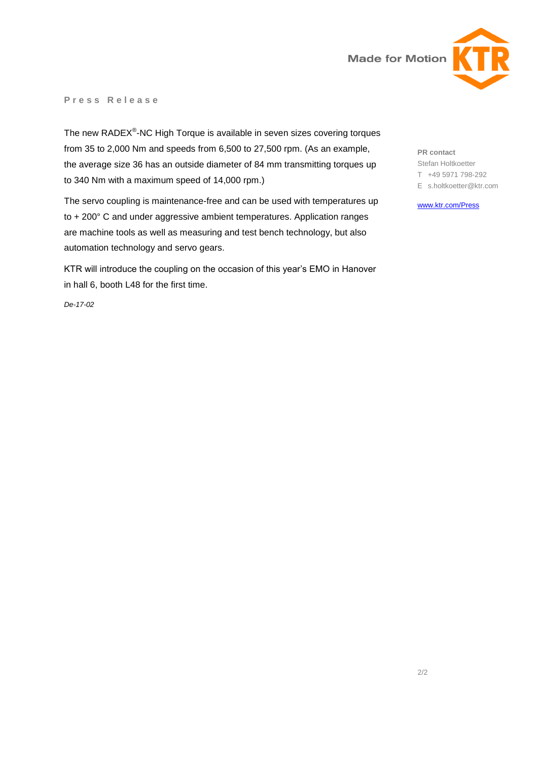Made for Motion KTR

**Press Release**

The new RADEX®-NC High Torque is available in seven sizes covering torques from 35 to 2,000 Nm and speeds from 6,500 to 27,500 rpm. (As an example, the average size 36 has an outside diameter of 84 mm transmitting torques up to 340 Nm with a maximum speed of 14,000 rpm.)

The servo coupling is maintenance-free and can be used with temperatures up to + 200° C and under aggressive ambient temperatures. Application ranges are machine tools as well as measuring and test bench technology, but also automation technology and servo gears.

KTR will introduce the coupling on the occasion of this year's EMO in Hanover in hall 6, booth L48 for the first time.

*De-17-02*

**PR contact**
Stefan Holtkoetter
T +49 5971 798-292
E s.holtkoetter@ktr.com

www.ktr.com/Press